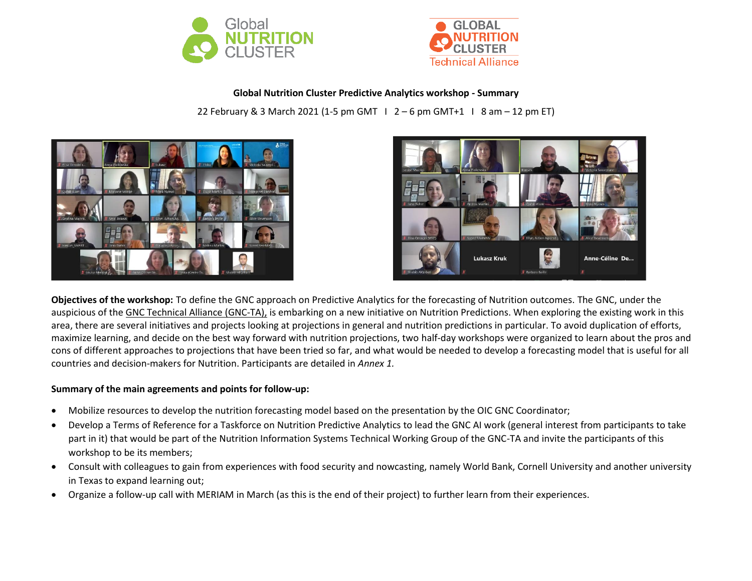**Global Nutrition Cluster Predictive Analytics workshop - Summary**

22 February & 3 March 2021 (1-5 pm GMT I 2 – 6 pm GMT+1 I 8 am – 12 pm ET)

**Objectives of the workshop:** To define the GNC approach on Predictive Analytics for the forecasting of Nutrition outcomes. The GNC, under the auspicious of the GNC Technical Alliance (GNC-TA), is embarking on a new initiative on Nutrition Predictions. When exploring the existing work in this area, there are several initiatives and projects looking at projections in general and nutrition predictions in particular. To avoid duplication of efforts, maximize learning, and decide on the best way forward with nutrition projections, two half-day workshops were organized to learn about the pros and cons of different approaches to projections that have been tried so far, and what would be needed to develop a forecasting model that is useful for all countries and decision-makers for Nutrition. Participants are detailed in *Annex 1.*

**Summary of the main agreements and points for follow-up:**

- Mobilize resources to develop the nutrition forecasting model based on the presentation by the OIC GNC Coordinator;
- Develop a Terms of Reference for a Taskforce on Nutrition Predictive Analytics to lead the GNC AI work (general interest from participants to take part in it) that would be part of the Nutrition Information Systems Technical Working Group of the GNC-TA and invite the participants of this workshop to be its members;
- Consult with colleagues to gain from experiences with food security and nowcasting, namely World Bank, Cornell University and another university in Texas to expand learning out;
- Organize a follow-up call with MERIAM in March (as this is the end of their project) to further learn from their experiences.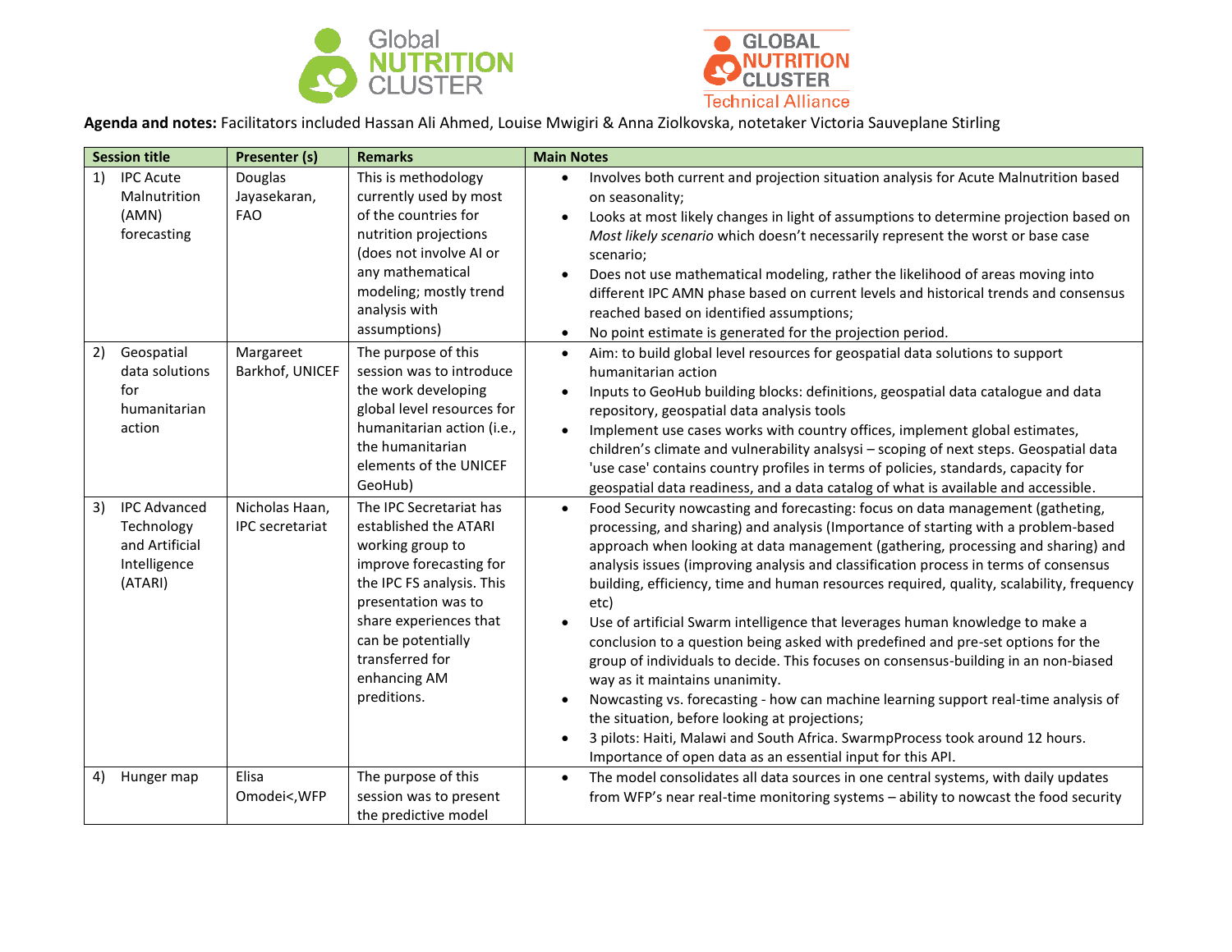**Agenda and notes:** Facilitators included Hassan Ali Ahmed, Louise Mwigiri & Anna Ziolkovska, notetaker Victoria Sauveplane Stirling

| Session title | Presenter (s) | Remarks | Main Notes |
|---|---|---|---|
| 1) IPC Acute Malnutrition (AMN) forecasting | Douglas Jayasekaran, FAO | This is methodology currently used by most of the countries for nutrition projections (does not involve AI or any mathematical modeling; mostly trend analysis with assumptions) | • Involves both current and projection situation analysis for Acute Malnutrition based on seasonality;<br>• Looks at most likely changes in light of assumptions to determine projection based on *Most likely scenario* which doesn't necessarily represent the worst or base case scenario;<br>• Does not use mathematical modeling, rather the likelihood of areas moving into different IPC AMN phase based on current levels and historical trends and consensus reached based on identified assumptions;<br>• No point estimate is generated for the projection period. |
| 2) Geospatial data solutions for humanitarian action | Margareet Barkhof, UNICEF | The purpose of this session was to introduce the work developing global level resources for humanitarian action (i.e., the humanitarian elements of the UNICEF GeoHub) | • Aim: to build global level resources for geospatial data solutions to support humanitarian action<br>• Inputs to GeoHub building blocks: definitions, geospatial data catalogue and data repository, geospatial data analysis tools<br>• Implement use cases works with country offices, implement global estimates, children's climate and vulnerability analsysi – scoping of next steps. Geospatial data 'use case' contains country profiles in terms of policies, standards, capacity for geospatial data readiness, and a data catalog of what is available and accessible. |
| 3) IPC Advanced Technology and Artificial Intelligence (ATARI) | Nicholas Haan, IPC secretariat | The IPC Secretariat has established the ATARI working group to improve forecasting for the IPC FS analysis. This presentation was to share experiences that can be potentially transferred for enhancing AM preditions. | • Food Security nowcasting and forecasting: focus on data management (gatheting, processing, and sharing) and analysis (Importance of starting with a problem-based approach when looking at data management (gathering, processing and sharing) and analysis issues (improving analysis and classification process in terms of consensus building, efficiency, time and human resources required, quality, scalability, frequency etc)<br>• Use of artificial Swarm intelligence that leverages human knowledge to make a conclusion to a question being asked with predefined and pre-set options for the group of individuals to decide. This focuses on consensus-building in an non-biased way as it maintains unanimity.<br>• Nowcasting vs. forecasting - how can machine learning support real-time analysis of the situation, before looking at projections;<br>• 3 pilots: Haiti, Malawi and South Africa. SwarmpProcess took around 12 hours. Importance of open data as an essential input for this API. |
| 4) Hunger map | Elisa Omodei<,WFP | The purpose of this session was to present the predictive model | • The model consolidates all data sources in one central systems, with daily updates from WFP's near real-time monitoring systems – ability to nowcast the food security |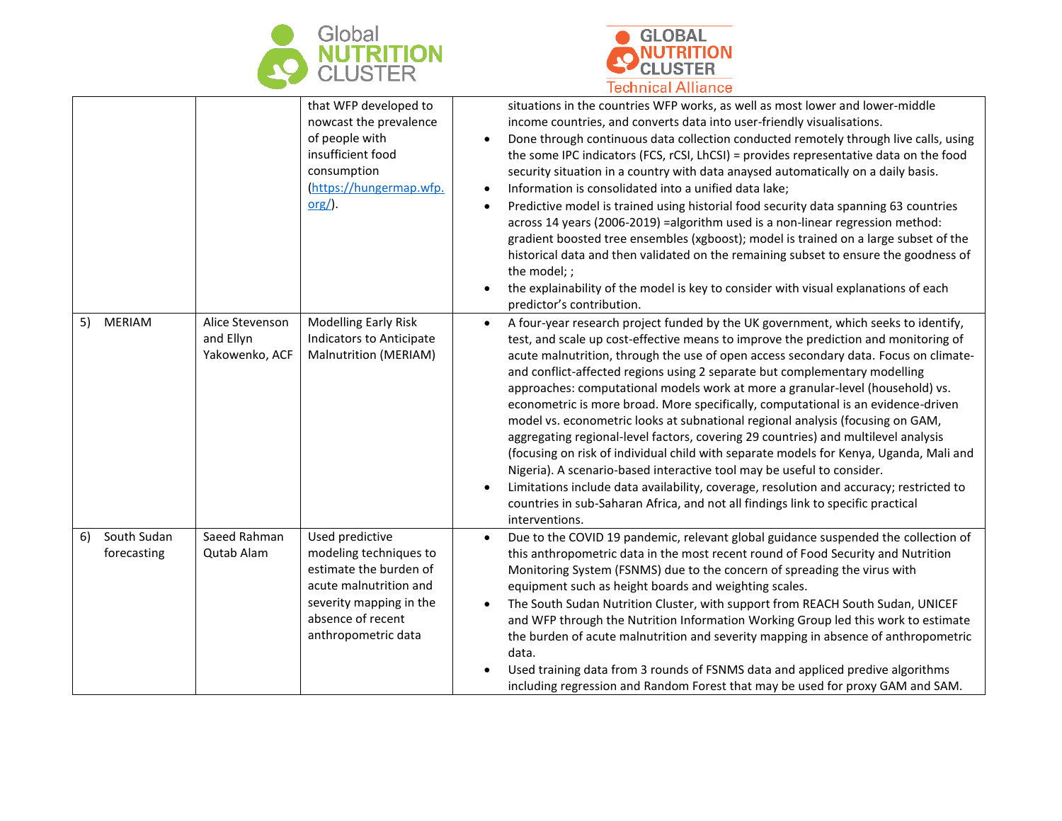| | | that WFP developed to nowcast the prevalence of people with insufficient food consumption (https://hungermap.wfp.org/). | situations in the countries WFP works, as well as most lower and lower-middle income countries, and converts data into user-friendly visualisations.<br>• Done through continuous data collection conducted remotely through live calls, using the some IPC indicators (FCS, rCSI, LhCSI) = provides representative data on the food security situation in a country with data anaysed automatically on a daily basis.<br>• Information is consolidated into a unified data lake;<br>• Predictive model is trained using historial food security data spanning 63 countries across 14 years (2006-2019) =algorithm used is a non-linear regression method: gradient boosted tree ensembles (xgboost); model is trained on a large subset of the historical data and then validated on the remaining subset to ensure the goodness of the model; ;<br>• the explainability of the model is key to consider with visual explanations of each predictor's contribution. |
|---|---|---|---|
| 5) MERIAM | Alice Stevenson and Ellyn Yakowenko, ACF | Modelling Early Risk Indicators to Anticipate Malnutrition (MERIAM) | • A four-year research project funded by the UK government, which seeks to identify, test, and scale up cost-effective means to improve the prediction and monitoring of acute malnutrition, through the use of open access secondary data. Focus on climate- and conflict-affected regions using 2 separate but complementary modelling approaches: computational models work at more a granular-level (household) vs. econometric is more broad. More specifically, computational is an evidence-driven model vs. econometric looks at subnational regional analysis (focusing on GAM, aggregating regional-level factors, covering 29 countries) and multilevel analysis (focusing on risk of individual child with separate models for Kenya, Uganda, Mali and Nigeria). A scenario-based interactive tool may be useful to consider.<br>• Limitations include data availability, coverage, resolution and accuracy; restricted to countries in sub-Saharan Africa, and not all findings link to specific practical interventions. |
| 6) South Sudan forecasting | Saeed Rahman Qutab Alam | Used predictive modeling techniques to estimate the burden of acute malnutrition and severity mapping in the absence of recent anthropometric data | • Due to the COVID 19 pandemic, relevant global guidance suspended the collection of this anthropometric data in the most recent round of Food Security and Nutrition Monitoring System (FSNMS) due to the concern of spreading the virus with equipment such as height boards and weighting scales.<br>• The South Sudan Nutrition Cluster, with support from REACH South Sudan, UNICEF and WFP through the Nutrition Information Working Group led this work to estimate the burden of acute malnutrition and severity mapping in absence of anthropometric data.<br>• Used training data from 3 rounds of FSNMS data and appliced predive algorithms including regression and Random Forest that may be used for proxy GAM and SAM. |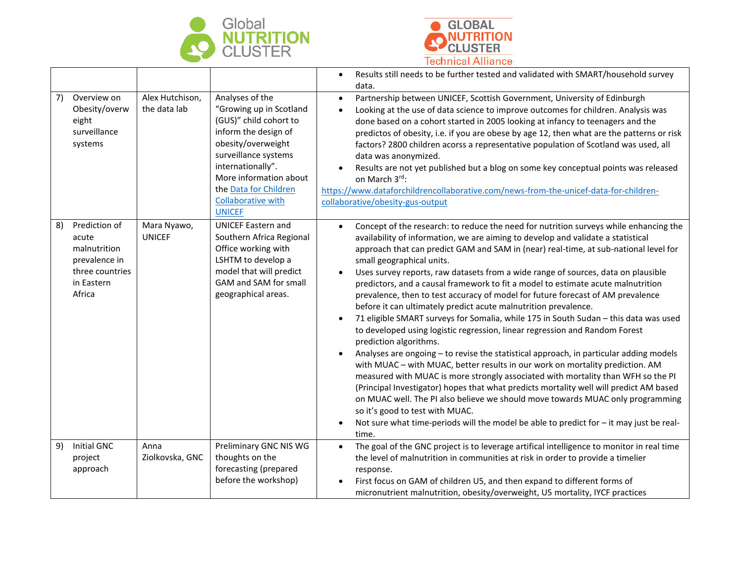| | | | |
|---|---|---|---|
| | | | • Results still needs to be further tested and validated with SMART/household survey data. |
| 7) Overview on Obesity/overweight surveillance systems | Alex Hutchison, the data lab | Analyses of the "Growing up in Scotland (GUS)" child cohort to inform the design of obesity/overweight surveillance systems internationally". More information about the [Data for Children Collaborative with UNICEF]() | • Partnership between UNICEF, Scottish Government, University of Edinburgh<br>• Looking at the use of data science to improve outcomes for children. Analysis was done based on a cohort started in 2005 looking at infancy to teenagers and the predictos of obesity, i.e. if you are obese by age 12, then what are the patterns or risk factors? 2800 children acorss a representative population of Scotland was used, all data was anonymized.<br>• Results are not yet published but a blog on some key conceptual points was released on March 3rd: [https://www.dataforchildrencollaborative.com/news-from-the-unicef-data-for-children-collaborative/obesity-gus-output](https://www.dataforchildrencollaborative.com/news-from-the-unicef-data-for-children-collaborative/obesity-gus-output) |
| 8) Prediction of acute malnutrition prevalence in three countries in Eastern Africa | Mara Nyawo, UNICEF | UNICEF Eastern and Southern Africa Regional Office working with LSHTM to develop a model that will predict GAM and SAM for small geographical areas. | • Concept of the research: to reduce the need for nutrition surveys while enhancing the availability of information, we are aiming to develop and validate a statistical approach that can predict GAM and SAM in (near) real-time, at sub-national level for small geographical units.<br>• Uses survey reports, raw datasets from a wide range of sources, data on plausible predictors, and a causal framework to fit a model to estimate acute malnutrition prevalence, then to test accuracy of model for future forecast of AM prevalence before it can ultimately predict acute malnutrition prevalence.<br>• 71 eligible SMART surveys for Somalia, while 175 in South Sudan – this data was used to developed using logistic regression, linear regression and Random Forest prediction algorithms.<br>• Analyses are ongoing – to revise the statistical approach, in particular adding models with MUAC – with MUAC, better results in our work on mortality prediction. AM measured with MUAC is more strongly associated with mortality than WFH so the PI (Principal Investigator) hopes that what predicts mortality well will predict AM based on MUAC well. The PI also believe we should move towards MUAC only programming so it's good to test with MUAC.<br>• Not sure what time-periods will the model be able to predict for – it may just be real-time. |
| 9) Initial GNC project approach | Anna Ziolkovska, GNC | Preliminary GNC NIS WG thoughts on the forecasting (prepared before the workshop) | • The goal of the GNC project is to leverage artifical intelligence to monitor in real time the level of malnutrition in communities at risk in order to provide a timelier response.<br>• First focus on GAM of children U5, and then expand to different forms of micronutrient malnutrition, obesity/overweight, U5 mortality, IYCF practices |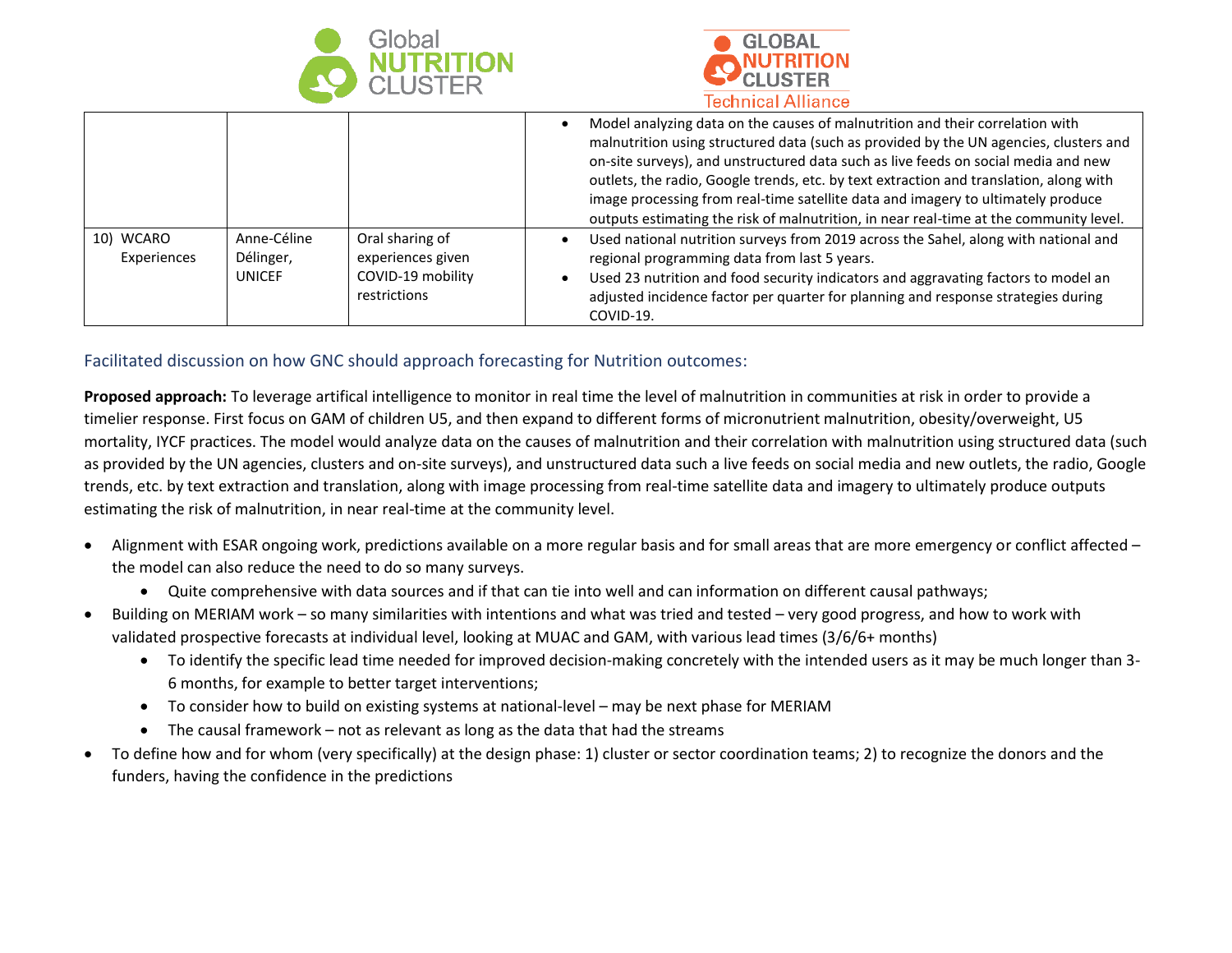| | | | |
|---|---|---|---|
| | | | • Model analyzing data on the causes of malnutrition and their correlation with malnutrition using structured data (such as provided by the UN agencies, clusters and on-site surveys), and unstructured data such as live feeds on social media and new outlets, the radio, Google trends, etc. by text extraction and translation, along with image processing from real-time satellite data and imagery to ultimately produce outputs estimating the risk of malnutrition, in near real-time at the community level. |
| 10) WCARO Experiences | Anne-Céline Délinger, UNICEF | Oral sharing of experiences given COVID-19 mobility restrictions | • Used national nutrition surveys from 2019 across the Sahel, along with national and regional programming data from last 5 years.<br>• Used 23 nutrition and food security indicators and aggravating factors to model an adjusted incidence factor per quarter for planning and response strategies during COVID-19. |

## Facilitated discussion on how GNC should approach forecasting for Nutrition outcomes:

**Proposed approach:** To leverage artifical intelligence to monitor in real time the level of malnutrition in communities at risk in order to provide a timelier response. First focus on GAM of children U5, and then expand to different forms of micronutrient malnutrition, obesity/overweight, U5 mortality, IYCF practices. The model would analyze data on the causes of malnutrition and their correlation with malnutrition using structured data (such as provided by the UN agencies, clusters and on-site surveys), and unstructured data such a live feeds on social media and new outlets, the radio, Google trends, etc. by text extraction and translation, along with image processing from real-time satellite data and imagery to ultimately produce outputs estimating the risk of malnutrition, in near real-time at the community level.

- Alignment with ESAR ongoing work, predictions available on a more regular basis and for small areas that are more emergency or conflict affected – the model can also reduce the need to do so many surveys.
  - Quite comprehensive with data sources and if that can tie into well and can information on different causal pathways;
- Building on MERIAM work – so many similarities with intentions and what was tried and tested – very good progress, and how to work with validated prospective forecasts at individual level, looking at MUAC and GAM, with various lead times (3/6/6+ months)
  - To identify the specific lead time needed for improved decision-making concretely with the intended users as it may be much longer than 3-6 months, for example to better target interventions;
  - To consider how to build on existing systems at national-level – may be next phase for MERIAM
  - The causal framework – not as relevant as long as the data that had the streams
- To define how and for whom (very specifically) at the design phase: 1) cluster or sector coordination teams; 2) to recognize the donors and the funders, having the confidence in the predictions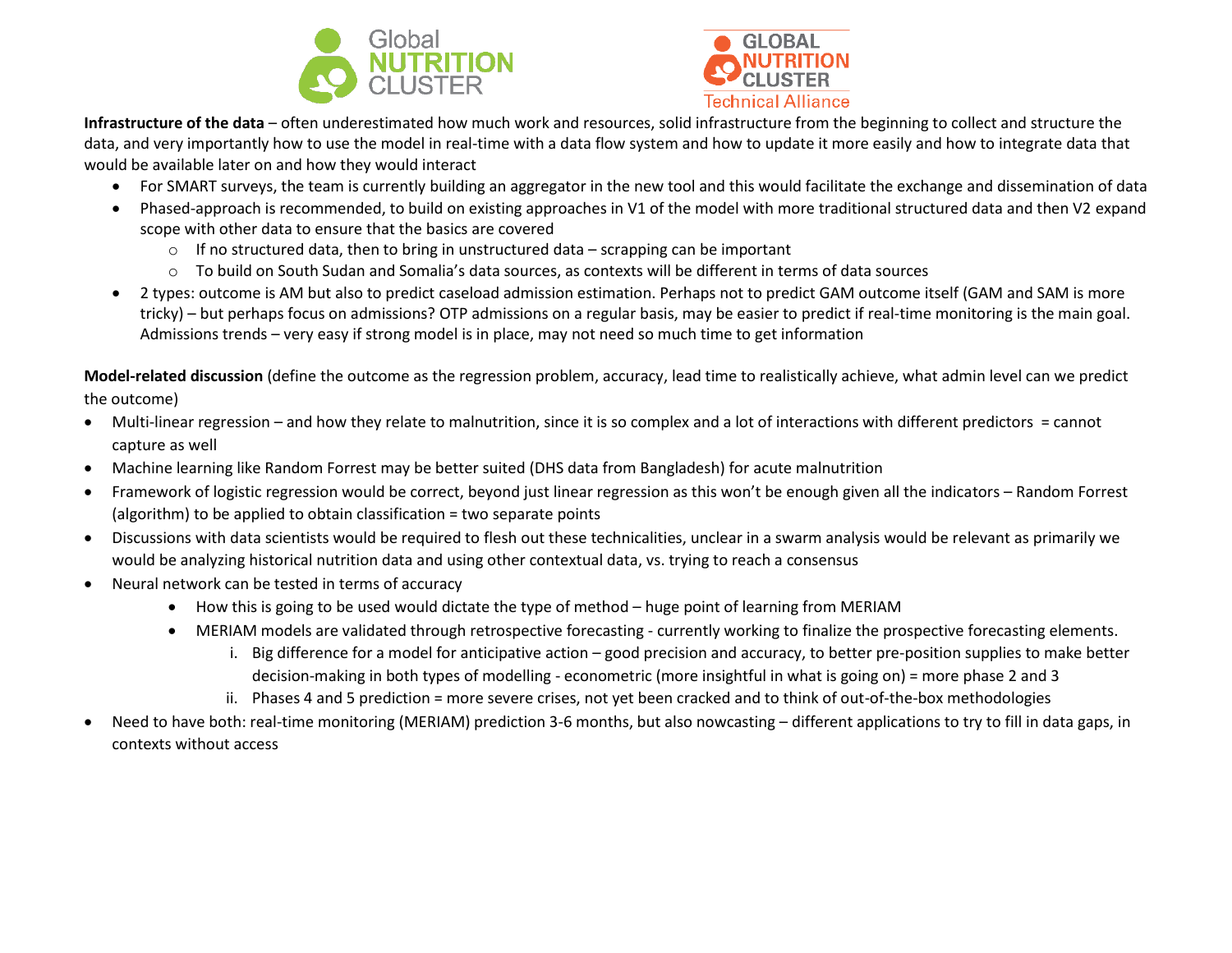**Infrastructure of the data** – often underestimated how much work and resources, solid infrastructure from the beginning to collect and structure the data, and very importantly how to use the model in real-time with a data flow system and how to update it more easily and how to integrate data that would be available later on and how they would interact

- For SMART surveys, the team is currently building an aggregator in the new tool and this would facilitate the exchange and dissemination of data
- Phased-approach is recommended, to build on existing approaches in V1 of the model with more traditional structured data and then V2 expand scope with other data to ensure that the basics are covered
  - If no structured data, then to bring in unstructured data – scrapping can be important
  - To build on South Sudan and Somalia's data sources, as contexts will be different in terms of data sources
- 2 types: outcome is AM but also to predict caseload admission estimation. Perhaps not to predict GAM outcome itself (GAM and SAM is more tricky) – but perhaps focus on admissions? OTP admissions on a regular basis, may be easier to predict if real-time monitoring is the main goal. Admissions trends – very easy if strong model is in place, may not need so much time to get information

**Model-related discussion** (define the outcome as the regression problem, accuracy, lead time to realistically achieve, what admin level can we predict the outcome)

- Multi-linear regression – and how they relate to malnutrition, since it is so complex and a lot of interactions with different predictors = cannot capture as well
- Machine learning like Random Forrest may be better suited (DHS data from Bangladesh) for acute malnutrition
- Framework of logistic regression would be correct, beyond just linear regression as this won't be enough given all the indicators – Random Forrest (algorithm) to be applied to obtain classification = two separate points
- Discussions with data scientists would be required to flesh out these technicalities, unclear in a swarm analysis would be relevant as primarily we would be analyzing historical nutrition data and using other contextual data, vs. trying to reach a consensus
- Neural network can be tested in terms of accuracy
  - How this is going to be used would dictate the type of method – huge point of learning from MERIAM
  - MERIAM models are validated through retrospective forecasting - currently working to finalize the prospective forecasting elements.
    1. Big difference for a model for anticipative action – good precision and accuracy, to better pre-position supplies to make better decision-making in both types of modelling - econometric (more insightful in what is going on) = more phase 2 and 3
    2. Phases 4 and 5 prediction = more severe crises, not yet been cracked and to think of out-of-the-box methodologies
- Need to have both: real-time monitoring (MERIAM) prediction 3-6 months, but also nowcasting – different applications to try to fill in data gaps, in contexts without access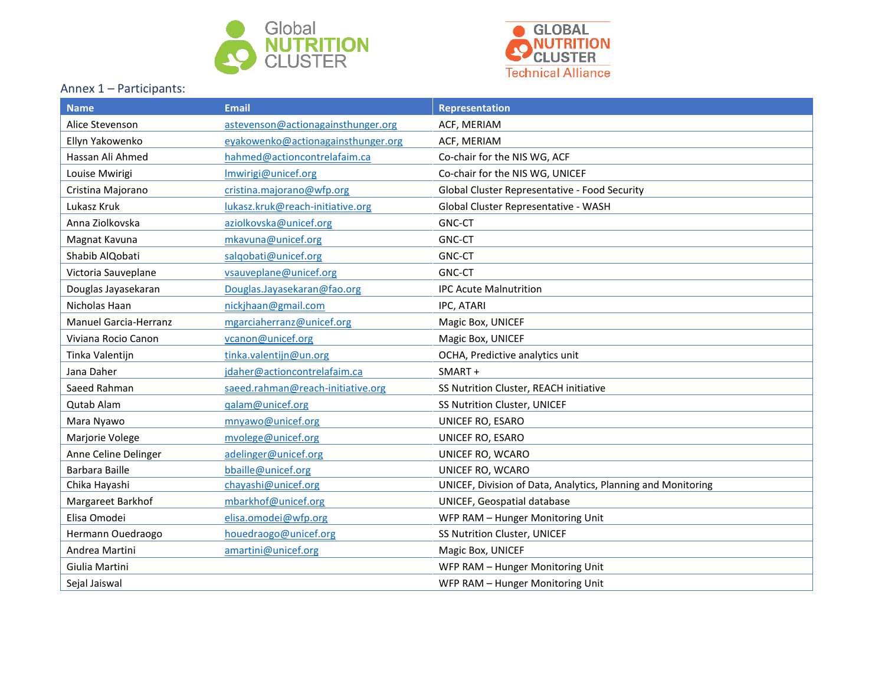Annex 1 – Participants:

| Name | Email | Representation |
|---|---|---|
| Alice Stevenson | astevenson@actionagainsthunger.org | ACF, MERIAM |
| Ellyn Yakowenko | eyakowenko@actionagainsthunger.org | ACF, MERIAM |
| Hassan Ali Ahmed | hahmed@actioncontrelafaim.ca | Co-chair for the NIS WG, ACF |
| Louise Mwirigi | lmwirigi@unicef.org | Co-chair for the NIS WG, UNICEF |
| Cristina Majorano | cristina.majorano@wfp.org | Global Cluster Representative - Food Security |
| Lukasz Kruk | lukasz.kruk@reach-initiative.org | Global Cluster Representative - WASH |
| Anna Ziolkovska | aziolkovska@unicef.org | GNC-CT |
| Magnat Kavuna | mkavuna@unicef.org | GNC-CT |
| Shabib AlQobati | salqobati@unicef.org | GNC-CT |
| Victoria Sauveplane | vsauveplane@unicef.org | GNC-CT |
| Douglas Jayasekaran | Douglas.Jayasekaran@fao.org | IPC Acute Malnutrition |
| Nicholas Haan | nickjhaan@gmail.com | IPC, ATARI |
| Manuel Garcia-Herranz | mgarciaherranz@unicef.org | Magic Box, UNICEF |
| Viviana Rocio Canon | vcanon@unicef.org | Magic Box, UNICEF |
| Tinka Valentijn | tinka.valentijn@un.org | OCHA, Predictive analytics unit |
| Jana Daher | jdaher@actioncontrelafaim.ca | SMART + |
| Saeed Rahman | saeed.rahman@reach-initiative.org | SS Nutrition Cluster, REACH initiative |
| Qutab Alam | qalam@unicef.org | SS Nutrition Cluster, UNICEF |
| Mara Nyawo | mnyawo@unicef.org | UNICEF RO, ESARO |
| Marjorie Volege | mvolege@unicef.org | UNICEF RO, ESARO |
| Anne Celine Delinger | adelinger@unicef.org | UNICEF RO, WCARO |
| Barbara Baille | bbaille@unicef.org | UNICEF RO, WCARO |
| Chika Hayashi | chayashi@unicef.org | UNICEF, Division of Data, Analytics, Planning and Monitoring |
| Margareet Barkhof | mbarkhof@unicef.org | UNICEF, Geospatial database |
| Elisa Omodei | elisa.omodei@wfp.org | WFP RAM – Hunger Monitoring Unit |
| Hermann Ouedraogo | houedraogo@unicef.org | SS Nutrition Cluster, UNICEF |
| Andrea Martini | amartini@unicef.org | Magic Box, UNICEF |
| Giulia Martini | | WFP RAM – Hunger Monitoring Unit |
| Sejal Jaiswal | | WFP RAM – Hunger Monitoring Unit |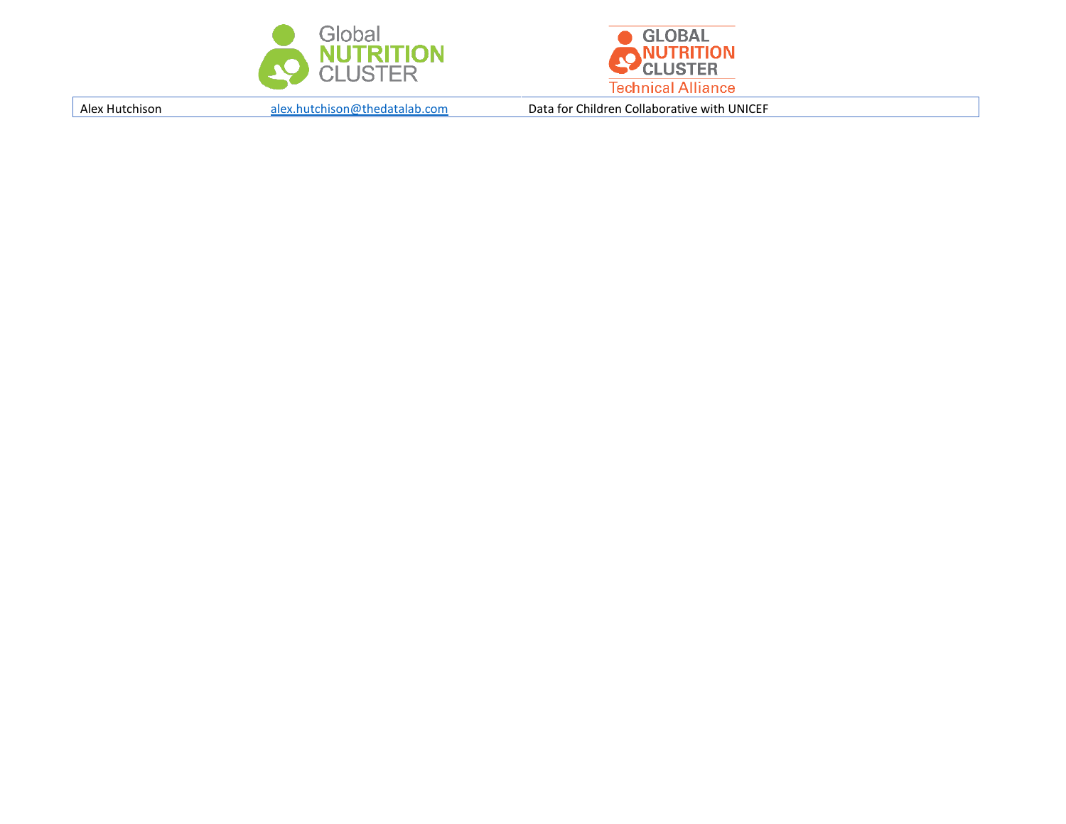| | | |
|---|---|---|
| Alex Hutchison | alex.hutchison@thedatalab.com | Data for Children Collaborative with UNICEF |